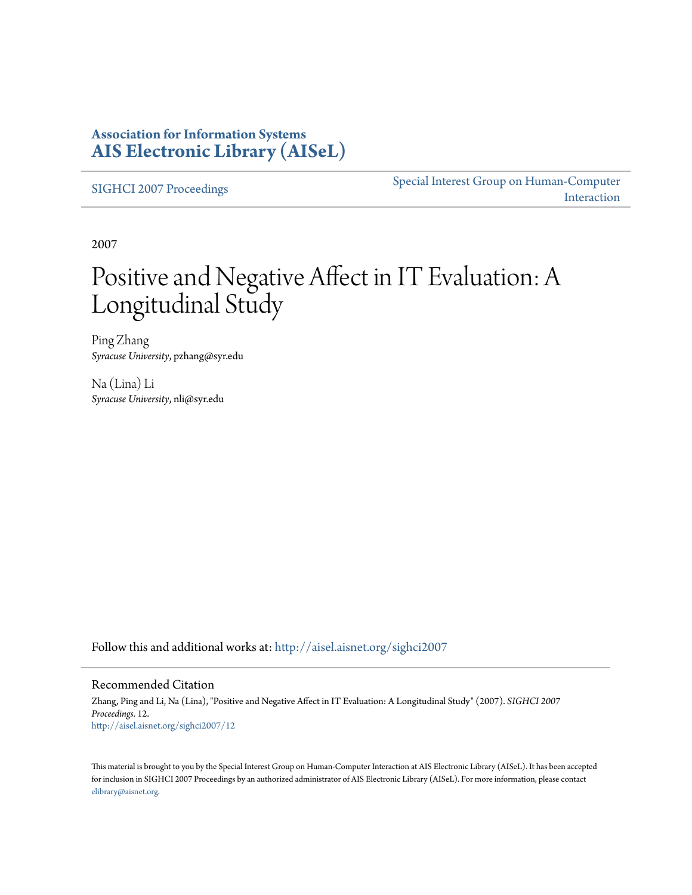**Association for Information Systems**
**AIS Electronic Library (AISeL)**

SIGHCI 2007 Proceedings

Special Interest Group on Human-Computer Interaction

2007

# Positive and Negative Affect in IT Evaluation: A Longitudinal Study

Ping Zhang
*Syracuse University*, pzhang@syr.edu

Na (Lina) Li
*Syracuse University*, nli@syr.edu

Follow this and additional works at: http://aisel.aisnet.org/sighci2007

## Recommended Citation

Zhang, Ping and Li, Na (Lina), "Positive and Negative Affect in IT Evaluation: A Longitudinal Study" (2007). *SIGHCI 2007 Proceedings*. 12.
http://aisel.aisnet.org/sighci2007/12

This material is brought to you by the Special Interest Group on Human-Computer Interaction at AIS Electronic Library (AISeL). It has been accepted for inclusion in SIGHCI 2007 Proceedings by an authorized administrator of AIS Electronic Library (AISeL). For more information, please contact elibrary@aisnet.org.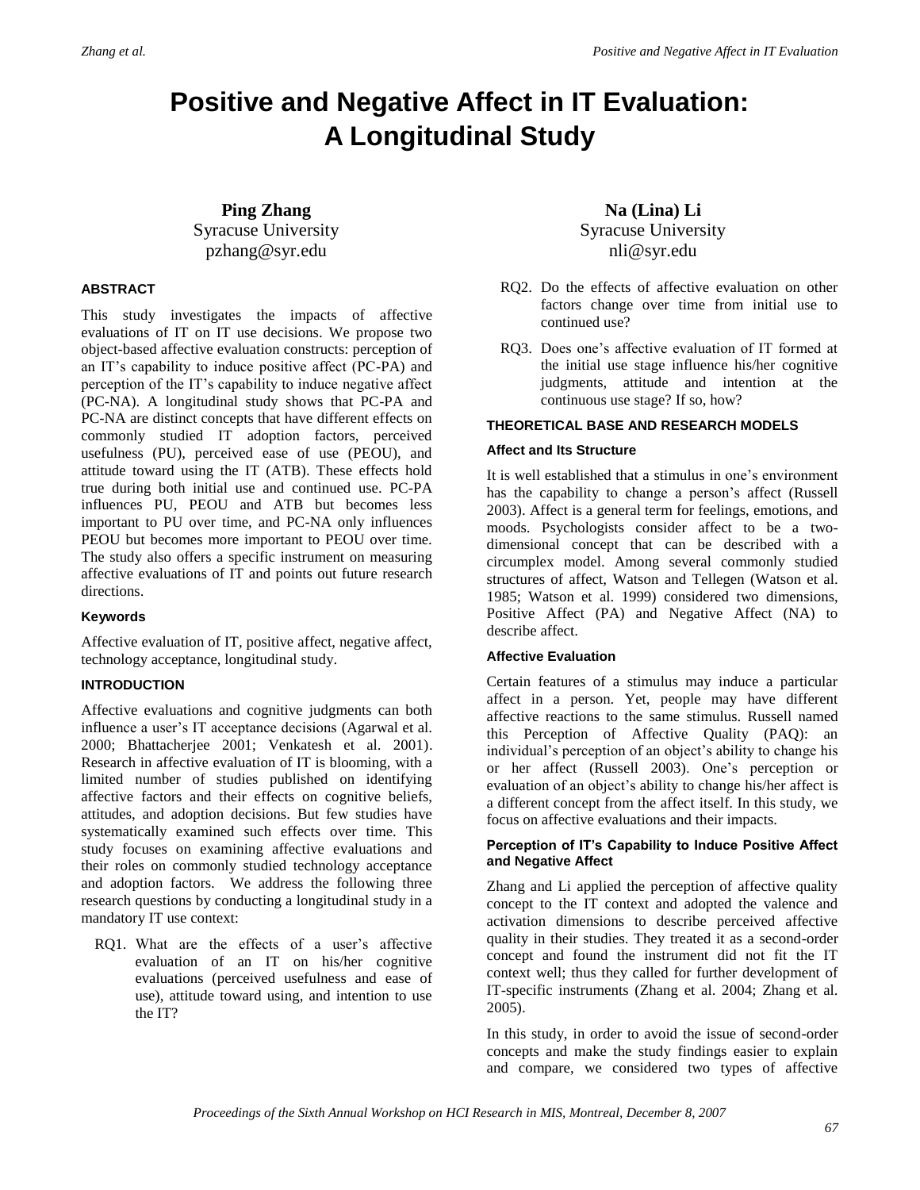# Positive and Negative Affect in IT Evaluation: A Longitudinal Study

**Ping Zhang**
Syracuse University
pzhang@syr.edu

**Na (Lina) Li**
Syracuse University
nli@syr.edu

## ABSTRACT

This study investigates the impacts of affective evaluations of IT on IT use decisions. We propose two object-based affective evaluation constructs: perception of an IT's capability to induce positive affect (PC-PA) and perception of the IT's capability to induce negative affect (PC-NA). A longitudinal study shows that PC-PA and PC-NA are distinct concepts that have different effects on commonly studied IT adoption factors, perceived usefulness (PU), perceived ease of use (PEOU), and attitude toward using the IT (ATB). These effects hold true during both initial use and continued use. PC-PA influences PU, PEOU and ATB but becomes less important to PU over time, and PC-NA only influences PEOU but becomes more important to PEOU over time. The study also offers a specific instrument on measuring affective evaluations of IT and points out future research directions.

### Keywords

Affective evaluation of IT, positive affect, negative affect, technology acceptance, longitudinal study.

## INTRODUCTION

Affective evaluations and cognitive judgments can both influence a user's IT acceptance decisions (Agarwal et al. 2000; Bhattacherjee 2001; Venkatesh et al. 2001). Research in affective evaluation of IT is blooming, with a limited number of studies published on identifying affective factors and their effects on cognitive beliefs, attitudes, and adoption decisions. But few studies have systematically examined such effects over time. This study focuses on examining affective evaluations and their roles on commonly studied technology acceptance and adoption factors. We address the following three research questions by conducting a longitudinal study in a mandatory IT use context:

- RQ1. What are the effects of a user's affective evaluation of an IT on his/her cognitive evaluations (perceived usefulness and ease of use), attitude toward using, and intention to use the IT?
- RQ2. Do the effects of affective evaluation on other factors change over time from initial use to continued use?
- RQ3. Does one's affective evaluation of IT formed at the initial use stage influence his/her cognitive judgments, attitude and intention at the continuous use stage? If so, how?

## THEORETICAL BASE AND RESEARCH MODELS

### Affect and Its Structure

It is well established that a stimulus in one's environment has the capability to change a person's affect (Russell 2003). Affect is a general term for feelings, emotions, and moods. Psychologists consider affect to be a two-dimensional concept that can be described with a circumplex model. Among several commonly studied structures of affect, Watson and Tellegen (Watson et al. 1985; Watson et al. 1999) considered two dimensions, Positive Affect (PA) and Negative Affect (NA) to describe affect.

### Affective Evaluation

Certain features of a stimulus may induce a particular affect in a person. Yet, people may have different affective reactions to the same stimulus. Russell named this Perception of Affective Quality (PAQ): an individual's perception of an object's ability to change his or her affect (Russell 2003). One's perception or evaluation of an object's ability to change his/her affect is a different concept from the affect itself. In this study, we focus on affective evaluations and their impacts.

### Perception of IT's Capability to Induce Positive Affect and Negative Affect

Zhang and Li applied the perception of affective quality concept to the IT context and adopted the valence and activation dimensions to describe perceived affective quality in their studies. They treated it as a second-order concept and found the instrument did not fit the IT context well; thus they called for further development of IT-specific instruments (Zhang et al. 2004; Zhang et al. 2005).

In this study, in order to avoid the issue of second-order concepts and make the study findings easier to explain and compare, we considered two types of affective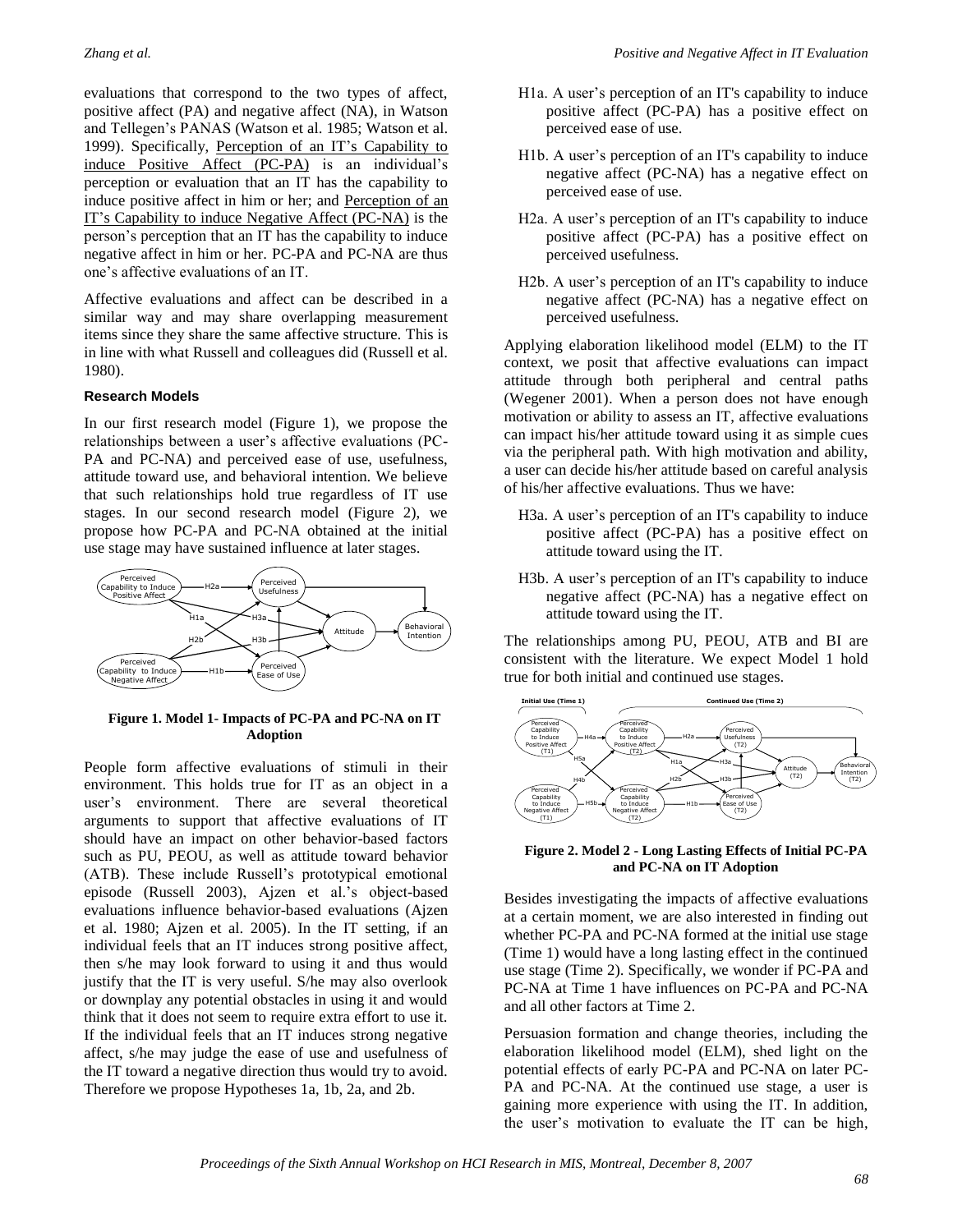evaluations that correspond to the two types of affect, positive affect (PA) and negative affect (NA), in Watson and Tellegen's PANAS (Watson et al. 1985; Watson et al. 1999). Specifically, Perception of an IT's Capability to induce Positive Affect (PC-PA) is an individual's perception or evaluation that an IT has the capability to induce positive affect in him or her; and Perception of an IT's Capability to induce Negative Affect (PC-NA) is the person's perception that an IT has the capability to induce negative affect in him or her. PC-PA and PC-NA are thus one's affective evaluations of an IT.

Affective evaluations and affect can be described in a similar way and may share overlapping measurement items since they share the same affective structure. This is in line with what Russell and colleagues did (Russell et al. 1980).

### Research Models

In our first research model (Figure 1), we propose the relationships between a user's affective evaluations (PC-PA and PC-NA) and perceived ease of use, usefulness, attitude toward use, and behavioral intention. We believe that such relationships hold true regardless of IT use stages. In our second research model (Figure 2), we propose how PC-PA and PC-NA obtained at the initial use stage may have sustained influence at later stages.

**Figure 1. Model 1- Impacts of PC-PA and PC-NA on IT Adoption**

People form affective evaluations of stimuli in their environment. This holds true for IT as an object in a user's environment. There are several theoretical arguments to support that affective evaluations of IT should have an impact on other behavior-based factors such as PU, PEOU, as well as attitude toward behavior (ATB). These include Russell's prototypical emotional episode (Russell 2003), Ajzen et al.'s object-based evaluations influence behavior-based evaluations (Ajzen et al. 1980; Ajzen et al. 2005). In the IT setting, if an individual feels that an IT induces strong positive affect, then s/he may look forward to using it and thus would justify that the IT is very useful. S/he may also overlook or downplay any potential obstacles in using it and would think that it does not seem to require extra effort to use it. If the individual feels that an IT induces strong negative affect, s/he may judge the ease of use and usefulness of the IT toward a negative direction thus would try to avoid. Therefore we propose Hypotheses 1a, 1b, 2a, and 2b.

- H1a. A user's perception of an IT's capability to induce positive affect (PC-PA) has a positive effect on perceived ease of use.
- H1b. A user's perception of an IT's capability to induce negative affect (PC-NA) has a negative effect on perceived ease of use.
- H2a. A user's perception of an IT's capability to induce positive affect (PC-PA) has a positive effect on perceived usefulness.
- H2b. A user's perception of an IT's capability to induce negative affect (PC-NA) has a negative effect on perceived usefulness.

Applying elaboration likelihood model (ELM) to the IT context, we posit that affective evaluations can impact attitude through both peripheral and central paths (Wegener 2001). When a person does not have enough motivation or ability to assess an IT, affective evaluations can impact his/her attitude toward using it as simple cues via the peripheral path. With high motivation and ability, a user can decide his/her attitude based on careful analysis of his/her affective evaluations. Thus we have:

- H3a. A user's perception of an IT's capability to induce positive affect (PC-PA) has a positive effect on attitude toward using the IT.
- H3b. A user's perception of an IT's capability to induce negative affect (PC-NA) has a negative effect on attitude toward using the IT.

The relationships among PU, PEOU, ATB and BI are consistent with the literature. We expect Model 1 hold true for both initial and continued use stages.

**Figure 2. Model 2 - Long Lasting Effects of Initial PC-PA and PC-NA on IT Adoption**

Besides investigating the impacts of affective evaluations at a certain moment, we are also interested in finding out whether PC-PA and PC-NA formed at the initial use stage (Time 1) would have a long lasting effect in the continued use stage (Time 2). Specifically, we wonder if PC-PA and PC-NA at Time 1 have influences on PC-PA and PC-NA and all other factors at Time 2.

Persuasion formation and change theories, including the elaboration likelihood model (ELM), shed light on the potential effects of early PC-PA and PC-NA on later PC-PA and PC-NA. At the continued use stage, a user is gaining more experience with using the IT. In addition, the user's motivation to evaluate the IT can be high,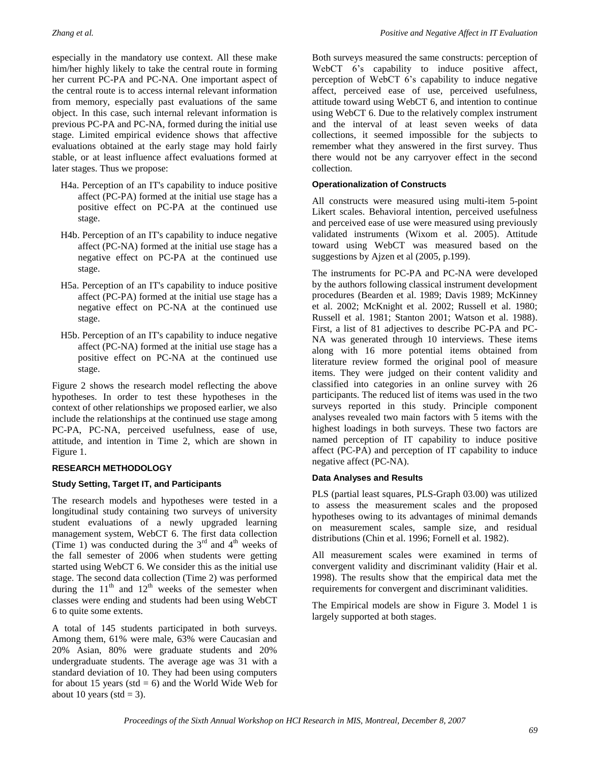especially in the mandatory use context. All these make him/her highly likely to take the central route in forming her current PC-PA and PC-NA. One important aspect of the central route is to access internal relevant information from memory, especially past evaluations of the same object. In this case, such internal relevant information is previous PC-PA and PC-NA, formed during the initial use stage. Limited empirical evidence shows that affective evaluations obtained at the early stage may hold fairly stable, or at least influence affect evaluations formed at later stages. Thus we propose:

- H4a. Perception of an IT's capability to induce positive affect (PC-PA) formed at the initial use stage has a positive effect on PC-PA at the continued use stage.
- H4b. Perception of an IT's capability to induce negative affect (PC-NA) formed at the initial use stage has a negative effect on PC-PA at the continued use stage.
- H5a. Perception of an IT's capability to induce positive affect (PC-PA) formed at the initial use stage has a negative effect on PC-NA at the continued use stage.
- H5b. Perception of an IT's capability to induce negative affect (PC-NA) formed at the initial use stage has a positive effect on PC-NA at the continued use stage.

Figure 2 shows the research model reflecting the above hypotheses. In order to test these hypotheses in the context of other relationships we proposed earlier, we also include the relationships at the continued use stage among PC-PA, PC-NA, perceived usefulness, ease of use, attitude, and intention in Time 2, which are shown in Figure 1.

## RESEARCH METHODOLOGY

### Study Setting, Target IT, and Participants

The research models and hypotheses were tested in a longitudinal study containing two surveys of university student evaluations of a newly upgraded learning management system, WebCT 6. The first data collection (Time 1) was conducted during the 3rd and 4th weeks of the fall semester of 2006 when students were getting started using WebCT 6. We consider this as the initial use stage. The second data collection (Time 2) was performed during the 11th and 12th weeks of the semester when classes were ending and students had been using WebCT 6 to quite some extents.

A total of 145 students participated in both surveys. Among them, 61% were male, 63% were Caucasian and 20% Asian, 80% were graduate students and 20% undergraduate students. The average age was 31 with a standard deviation of 10. They had been using computers for about 15 years (std = 6) and the World Wide Web for about 10 years (std = 3).

Both surveys measured the same constructs: perception of WebCT 6's capability to induce positive affect, perception of WebCT 6's capability to induce negative affect, perceived ease of use, perceived usefulness, attitude toward using WebCT 6, and intention to continue using WebCT 6. Due to the relatively complex instrument and the interval of at least seven weeks of data collections, it seemed impossible for the subjects to remember what they answered in the first survey. Thus there would not be any carryover effect in the second collection.

### Operationalization of Constructs

All constructs were measured using multi-item 5-point Likert scales. Behavioral intention, perceived usefulness and perceived ease of use were measured using previously validated instruments (Wixom et al. 2005). Attitude toward using WebCT was measured based on the suggestions by Ajzen et al (2005, p.199).

The instruments for PC-PA and PC-NA were developed by the authors following classical instrument development procedures (Bearden et al. 1989; Davis 1989; McKinney et al. 2002; McKnight et al. 2002; Russell et al. 1980; Russell et al. 1981; Stanton 2001; Watson et al. 1988). First, a list of 81 adjectives to describe PC-PA and PC-NA was generated through 10 interviews. These items along with 16 more potential items obtained from literature review formed the original pool of measure items. They were judged on their content validity and classified into categories in an online survey with 26 participants. The reduced list of items was used in the two surveys reported in this study. Principle component analyses revealed two main factors with 5 items with the highest loadings in both surveys. These two factors are named perception of IT capability to induce positive affect (PC-PA) and perception of IT capability to induce negative affect (PC-NA).

### Data Analyses and Results

PLS (partial least squares, PLS-Graph 03.00) was utilized to assess the measurement scales and the proposed hypotheses owing to its advantages of minimal demands on measurement scales, sample size, and residual distributions (Chin et al. 1996; Fornell et al. 1982).

All measurement scales were examined in terms of convergent validity and discriminant validity (Hair et al. 1998). The results show that the empirical data met the requirements for convergent and discriminant validities.

The Empirical models are show in Figure 3. Model 1 is largely supported at both stages.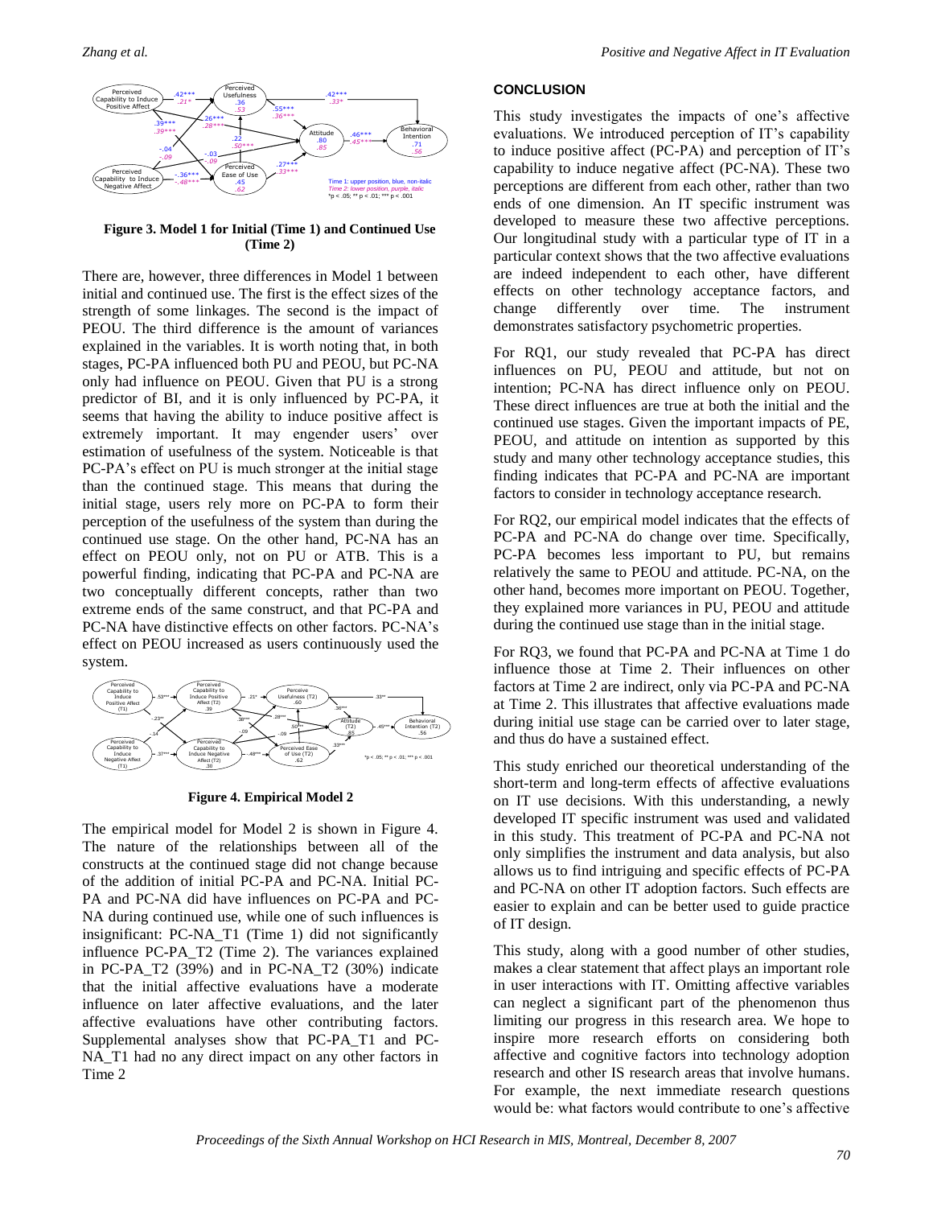**Figure 3. Model 1 for Initial (Time 1) and Continued Use (Time 2)**

There are, however, three differences in Model 1 between initial and continued use. The first is the effect sizes of the strength of some linkages. The second is the impact of PEOU. The third difference is the amount of variances explained in the variables. It is worth noting that, in both stages, PC-PA influenced both PU and PEOU, but PC-NA only had influence on PEOU. Given that PU is a strong predictor of BI, and it is only influenced by PC-PA, it seems that having the ability to induce positive affect is extremely important. It may engender users' over estimation of usefulness of the system. Noticeable is that PC-PA's effect on PU is much stronger at the initial stage than the continued stage. This means that during the initial stage, users rely more on PC-PA to form their perception of the usefulness of the system than during the continued use stage. On the other hand, PC-NA has an effect on PEOU only, not on PU or ATB. This is a powerful finding, indicating that PC-PA and PC-NA are two conceptually different concepts, rather than two extreme ends of the same construct, and that PC-PA and PC-NA have distinctive effects on other factors. PC-NA's effect on PEOU increased as users continuously used the system.

**Figure 4. Empirical Model 2**

The empirical model for Model 2 is shown in Figure 4. The nature of the relationships between all of the constructs at the continued stage did not change because of the addition of initial PC-PA and PC-NA. Initial PC-PA and PC-NA did have influences on PC-PA and PC-NA during continued use, while one of such influences is insignificant: PC-NA_T1 (Time 1) did not significantly influence PC-PA_T2 (Time 2). The variances explained in PC-PA_T2 (39%) and in PC-NA_T2 (30%) indicate that the initial affective evaluations have a moderate influence on later affective evaluations, and the later affective evaluations have other contributing factors. Supplemental analyses show that PC-PA_T1 and PC-NA_T1 had no any direct impact on any other factors in Time 2

## CONCLUSION

This study investigates the impacts of one's affective evaluations. We introduced perception of IT's capability to induce positive affect (PC-PA) and perception of IT's capability to induce negative affect (PC-NA). These two perceptions are different from each other, rather than two ends of one dimension. An IT specific instrument was developed to measure these two affective perceptions. Our longitudinal study with a particular type of IT in a particular context shows that the two affective evaluations are indeed independent to each other, have different effects on other technology acceptance factors, and change differently over time. The instrument demonstrates satisfactory psychometric properties.

For RQ1, our study revealed that PC-PA has direct influences on PU, PEOU and attitude, but not on intention; PC-NA has direct influence only on PEOU. These direct influences are true at both the initial and the continued use stages. Given the important impacts of PE, PEOU, and attitude on intention as supported by this study and many other technology acceptance studies, this finding indicates that PC-PA and PC-NA are important factors to consider in technology acceptance research.

For RQ2, our empirical model indicates that the effects of PC-PA and PC-NA do change over time. Specifically, PC-PA becomes less important to PU, but remains relatively the same to PEOU and attitude. PC-NA, on the other hand, becomes more important on PEOU. Together, they explained more variances in PU, PEOU and attitude during the continued use stage than in the initial stage.

For RQ3, we found that PC-PA and PC-NA at Time 1 do influence those at Time 2. Their influences on other factors at Time 2 are indirect, only via PC-PA and PC-NA at Time 2. This illustrates that affective evaluations made during initial use stage can be carried over to later stage, and thus do have a sustained effect.

This study enriched our theoretical understanding of the short-term and long-term effects of affective evaluations on IT use decisions. With this understanding, a newly developed IT specific instrument was used and validated in this study. This treatment of PC-PA and PC-NA not only simplifies the instrument and data analysis, but also allows us to find intriguing and specific effects of PC-PA and PC-NA on other IT adoption factors. Such effects are easier to explain and can be better used to guide practice of IT design.

This study, along with a good number of other studies, makes a clear statement that affect plays an important role in user interactions with IT. Omitting affective variables can neglect a significant part of the phenomenon thus limiting our progress in this research area. We hope to inspire more research efforts on considering both affective and cognitive factors into technology adoption research and other IS research areas that involve humans. For example, the next immediate research questions would be: what factors would contribute to one's affective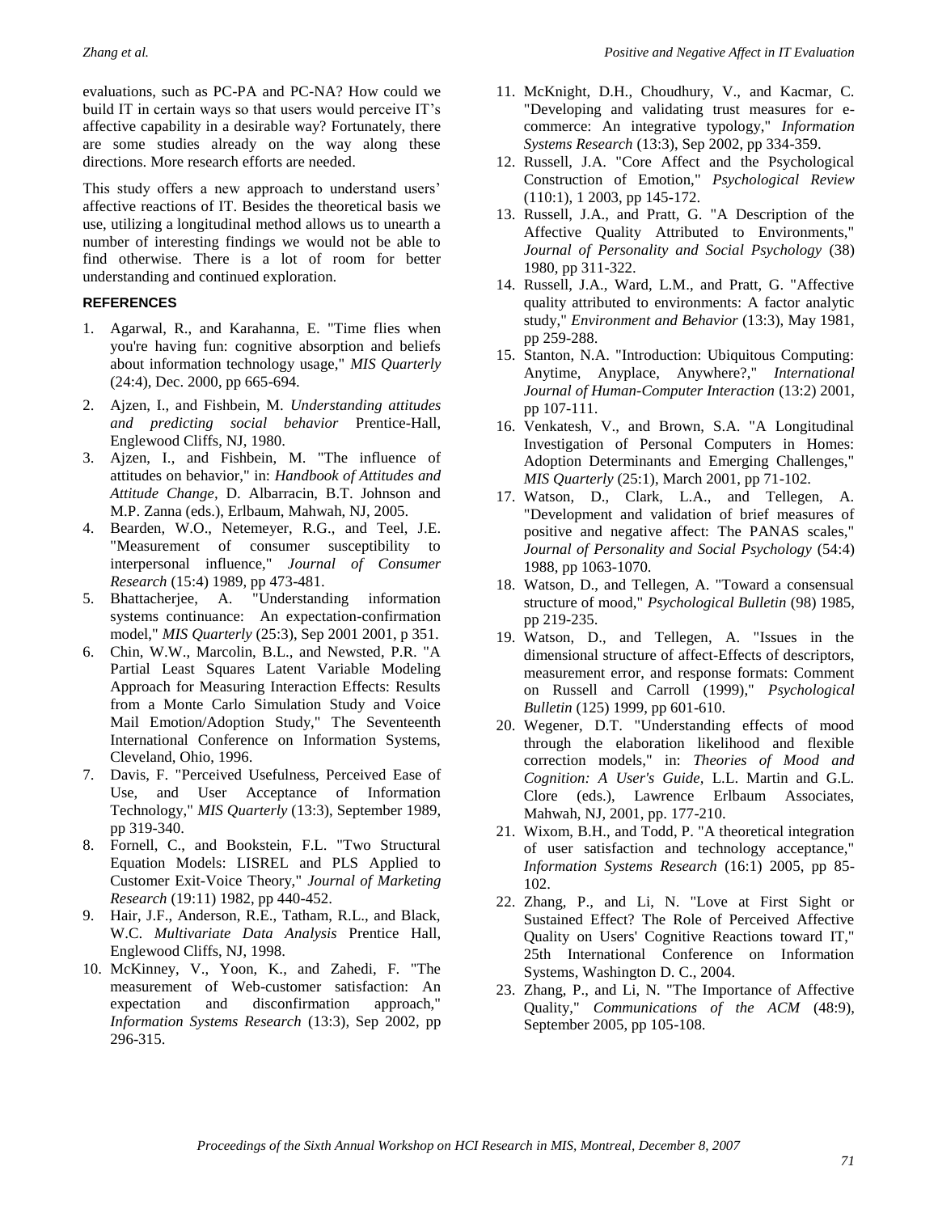evaluations, such as PC-PA and PC-NA? How could we build IT in certain ways so that users would perceive IT's affective capability in a desirable way? Fortunately, there are some studies already on the way along these directions. More research efforts are needed.

This study offers a new approach to understand users' affective reactions of IT. Besides the theoretical basis we use, utilizing a longitudinal method allows us to unearth a number of interesting findings we would not be able to find otherwise. There is a lot of room for better understanding and continued exploration.

## REFERENCES

1. Agarwal, R., and Karahanna, E. "Time flies when you're having fun: cognitive absorption and beliefs about information technology usage," *MIS Quarterly* (24:4), Dec. 2000, pp 665-694.
2. Ajzen, I., and Fishbein, M. *Understanding attitudes and predicting social behavior* Prentice-Hall, Englewood Cliffs, NJ, 1980.
3. Ajzen, I., and Fishbein, M. "The influence of attitudes on behavior," in: *Handbook of Attitudes and Attitude Change*, D. Albarracin, B.T. Johnson and M.P. Zanna (eds.), Erlbaum, Mahwah, NJ, 2005.
4. Bearden, W.O., Netemeyer, R.G., and Teel, J.E. "Measurement of consumer susceptibility to interpersonal influence," *Journal of Consumer Research* (15:4) 1989, pp 473-481.
5. Bhattacherjee, A. "Understanding information systems continuance: An expectation-confirmation model," *MIS Quarterly* (25:3), Sep 2001 2001, p 351.
6. Chin, W.W., Marcolin, B.L., and Newsted, P.R. "A Partial Least Squares Latent Variable Modeling Approach for Measuring Interaction Effects: Results from a Monte Carlo Simulation Study and Voice Mail Emotion/Adoption Study," The Seventeenth International Conference on Information Systems, Cleveland, Ohio, 1996.
7. Davis, F. "Perceived Usefulness, Perceived Ease of Use, and User Acceptance of Information Technology," *MIS Quarterly* (13:3), September 1989, pp 319-340.
8. Fornell, C., and Bookstein, F.L. "Two Structural Equation Models: LISREL and PLS Applied to Customer Exit-Voice Theory," *Journal of Marketing Research* (19:11) 1982, pp 440-452.
9. Hair, J.F., Anderson, R.E., Tatham, R.L., and Black, W.C. *Multivariate Data Analysis* Prentice Hall, Englewood Cliffs, NJ, 1998.
10. McKinney, V., Yoon, K., and Zahedi, F. "The measurement of Web-customer satisfaction: An expectation and disconfirmation approach," *Information Systems Research* (13:3), Sep 2002, pp 296-315.
11. McKnight, D.H., Choudhury, V., and Kacmar, C. "Developing and validating trust measures for e-commerce: An integrative typology," *Information Systems Research* (13:3), Sep 2002, pp 334-359.
12. Russell, J.A. "Core Affect and the Psychological Construction of Emotion," *Psychological Review* (110:1), 1 2003, pp 145-172.
13. Russell, J.A., and Pratt, G. "A Description of the Affective Quality Attributed to Environments," *Journal of Personality and Social Psychology* (38) 1980, pp 311-322.
14. Russell, J.A., Ward, L.M., and Pratt, G. "Affective quality attributed to environments: A factor analytic study," *Environment and Behavior* (13:3), May 1981, pp 259-288.
15. Stanton, N.A. "Introduction: Ubiquitous Computing: Anytime, Anyplace, Anywhere?," *International Journal of Human-Computer Interaction* (13:2) 2001, pp 107-111.
16. Venkatesh, V., and Brown, S.A. "A Longitudinal Investigation of Personal Computers in Homes: Adoption Determinants and Emerging Challenges," *MIS Quarterly* (25:1), March 2001, pp 71-102.
17. Watson, D., Clark, L.A., and Tellegen, A. "Development and validation of brief measures of positive and negative affect: The PANAS scales," *Journal of Personality and Social Psychology* (54:4) 1988, pp 1063-1070.
18. Watson, D., and Tellegen, A. "Toward a consensual structure of mood," *Psychological Bulletin* (98) 1985, pp 219-235.
19. Watson, D., and Tellegen, A. "Issues in the dimensional structure of affect-Effects of descriptors, measurement error, and response formats: Comment on Russell and Carroll (1999)," *Psychological Bulletin* (125) 1999, pp 601-610.
20. Wegener, D.T. "Understanding effects of mood through the elaboration likelihood and flexible correction models," in: *Theories of Mood and Cognition: A User's Guide*, L.L. Martin and G.L. Clore (eds.), Lawrence Erlbaum Associates, Mahwah, NJ, 2001, pp. 177-210.
21. Wixom, B.H., and Todd, P. "A theoretical integration of user satisfaction and technology acceptance," *Information Systems Research* (16:1) 2005, pp 85-102.
22. Zhang, P., and Li, N. "Love at First Sight or Sustained Effect? The Role of Perceived Affective Quality on Users' Cognitive Reactions toward IT," 25th International Conference on Information Systems, Washington D. C., 2004.
23. Zhang, P., and Li, N. "The Importance of Affective Quality," *Communications of the ACM* (48:9), September 2005, pp 105-108.